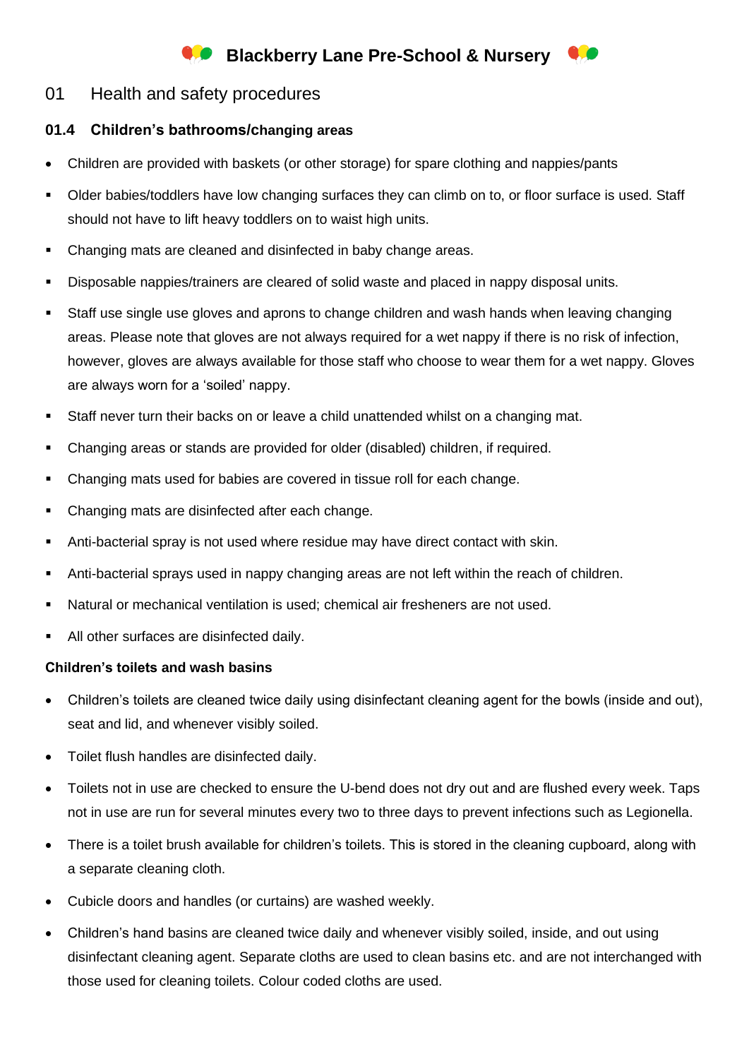# Blackberry Lane Pre-School & Nursery

## 01 Health and safety procedures

### 01.4 Children's bathrooms/changing areas

- Children are provided with baskets (or other storage) for spare clothing and nappies/pants
- Older babies/toddlers have low changing surfaces they can climb on to, or floor surface is used. Staff should not have to lift heavy toddlers on to waist high units.
- Changing mats are cleaned and disinfected in baby change areas.
- Disposable nappies/trainers are cleared of solid waste and placed in nappy disposal units.
- Staff use single use gloves and aprons to change children and wash hands when leaving changing areas. Please note that gloves are not always required for a wet nappy if there is no risk of infection, however, gloves are always available for those staff who choose to wear them for a wet nappy. Gloves are always worn for a 'soiled' nappy.
- Staff never turn their backs on or leave a child unattended whilst on a changing mat.
- Changing areas or stands are provided for older (disabled) children, if required.
- Changing mats used for babies are covered in tissue roll for each change.
- Changing mats are disinfected after each change.
- Anti-bacterial spray is not used where residue may have direct contact with skin.
- Anti-bacterial sprays used in nappy changing areas are not left within the reach of children.
- Natural or mechanical ventilation is used; chemical air fresheners are not used.
- All other surfaces are disinfected daily.

**Children's toilets and wash basins**

- Children's toilets are cleaned twice daily using disinfectant cleaning agent for the bowls (inside and out), seat and lid, and whenever visibly soiled.
- Toilet flush handles are disinfected daily.
- Toilets not in use are checked to ensure the U-bend does not dry out and are flushed every week. Taps not in use are run for several minutes every two to three days to prevent infections such as Legionella.
- There is a toilet brush available for children's toilets. This is stored in the cleaning cupboard, along with a separate cleaning cloth.
- Cubicle doors and handles (or curtains) are washed weekly.
- Children's hand basins are cleaned twice daily and whenever visibly soiled, inside, and out using disinfectant cleaning agent. Separate cloths are used to clean basins etc. and are not interchanged with those used for cleaning toilets. Colour coded cloths are used.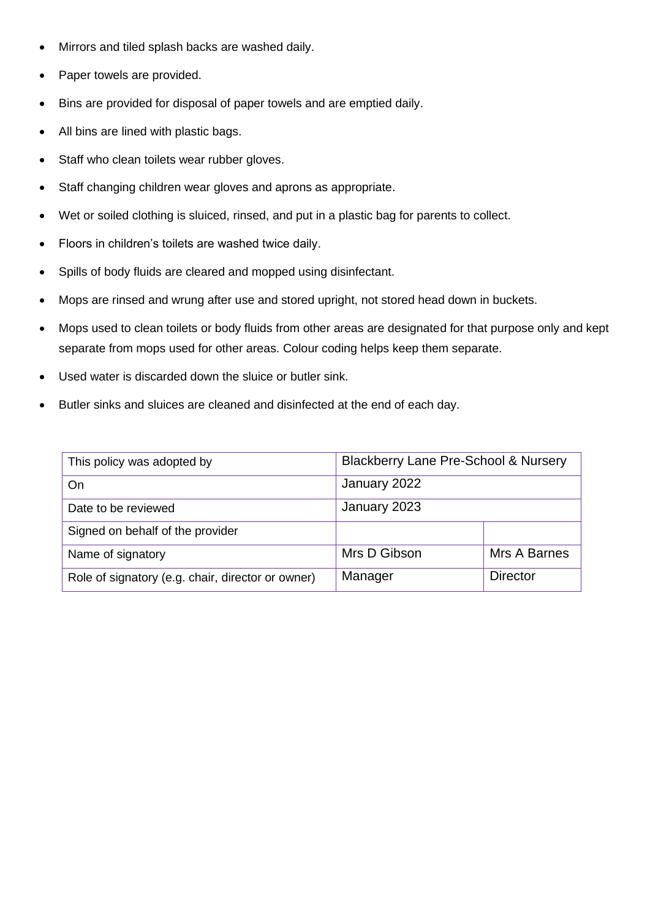- Mirrors and tiled splash backs are washed daily.
- Paper towels are provided.
- Bins are provided for disposal of paper towels and are emptied daily.
- All bins are lined with plastic bags.
- Staff who clean toilets wear rubber gloves.
- Staff changing children wear gloves and aprons as appropriate.
- Wet or soiled clothing is sluiced, rinsed, and put in a plastic bag for parents to collect.
- Floors in children's toilets are washed twice daily.
- Spills of body fluids are cleared and mopped using disinfectant.
- Mops are rinsed and wrung after use and stored upright, not stored head down in buckets.
- Mops used to clean toilets or body fluids from other areas are designated for that purpose only and kept separate from mops used for other areas. Colour coding helps keep them separate.
- Used water is discarded down the sluice or butler sink.
- Butler sinks and sluices are cleaned and disinfected at the end of each day.

| | | |
|---|---|---|
| This policy was adopted by | Blackberry Lane Pre-School & Nursery | |
| On | January 2022 | |
| Date to be reviewed | January 2023 | |
| Signed on behalf of the provider | | |
| Name of signatory | Mrs D Gibson | Mrs A Barnes |
| Role of signatory (e.g. chair, director or owner) | Manager | Director |